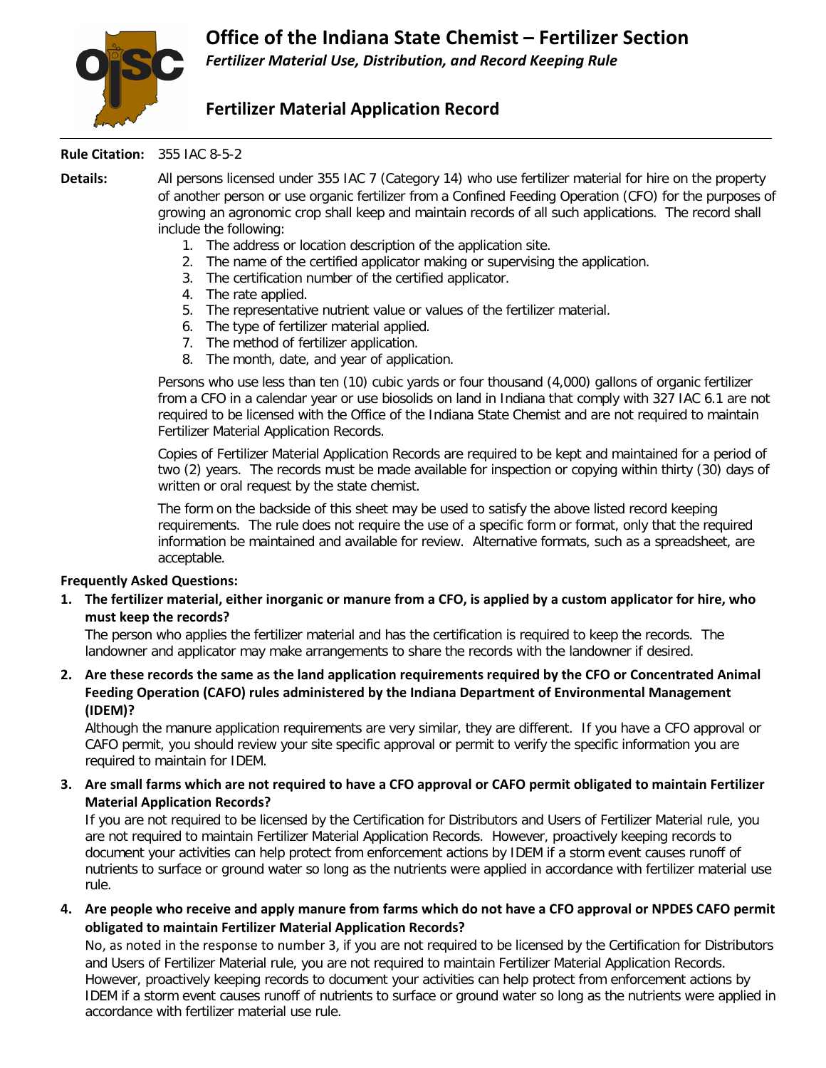# Office of the Indiana State Chemist – Fertilizer Section

*Fertilizer Material Use, Distribution, and Record Keeping Rule*

## Fertilizer Material Application Record

**Rule Citation:** 355 IAC 8-5-2

**Details:** All persons licensed under 355 IAC 7 (Category 14) who use fertilizer material for hire on the property of another person or use organic fertilizer from a Confined Feeding Operation (CFO) for the purposes of growing an agronomic crop shall keep and maintain records of all such applications. The record shall include the following:

1. The address or location description of the application site.
2. The name of the certified applicator making or supervising the application.
3. The certification number of the certified applicator.
4. The rate applied.
5. The representative nutrient value or values of the fertilizer material.
6. The type of fertilizer material applied.
7. The method of fertilizer application.
8. The month, date, and year of application.

Persons who use less than ten (10) cubic yards or four thousand (4,000) gallons of organic fertilizer from a CFO in a calendar year or use biosolids on land in Indiana that comply with 327 IAC 6.1 are not required to be licensed with the Office of the Indiana State Chemist and are not required to maintain Fertilizer Material Application Records.

Copies of Fertilizer Material Application Records are required to be kept and maintained for a period of two (2) years. The records must be made available for inspection or copying within thirty (30) days of written or oral request by the state chemist.

The form on the backside of this sheet may be used to satisfy the above listed record keeping requirements. The rule does not require the use of a specific form or format, only that the required information be maintained and available for review. Alternative formats, such as a spreadsheet, are acceptable.

**Frequently Asked Questions:**

1. **The fertilizer material, either inorganic or manure from a CFO, is applied by a custom applicator for hire, who must keep the records?**

   The person who applies the fertilizer material and has the certification is required to keep the records. The landowner and applicator may make arrangements to share the records with the landowner if desired.

2. **Are these records the same as the land application requirements required by the CFO or Concentrated Animal Feeding Operation (CAFO) rules administered by the Indiana Department of Environmental Management (IDEM)?**

   Although the manure application requirements are very similar, they are different. If you have a CFO approval or CAFO permit, you should review your site specific approval or permit to verify the specific information you are required to maintain for IDEM.

3. **Are small farms which are not required to have a CFO approval or CAFO permit obligated to maintain Fertilizer Material Application Records?**

   If you are not required to be licensed by the Certification for Distributors and Users of Fertilizer Material rule, you are not required to maintain Fertilizer Material Application Records. However, proactively keeping records to document your activities can help protect from enforcement actions by IDEM if a storm event causes runoff of nutrients to surface or ground water so long as the nutrients were applied in accordance with fertilizer material use rule.

4. **Are people who receive and apply manure from farms which do not have a CFO approval or NPDES CAFO permit obligated to maintain Fertilizer Material Application Records?**

   No, as noted in the response to number 3, if you are not required to be licensed by the Certification for Distributors and Users of Fertilizer Material rule, you are not required to maintain Fertilizer Material Application Records. However, proactively keeping records to document your activities can help protect from enforcement actions by IDEM if a storm event causes runoff of nutrients to surface or ground water so long as the nutrients were applied in accordance with fertilizer material use rule.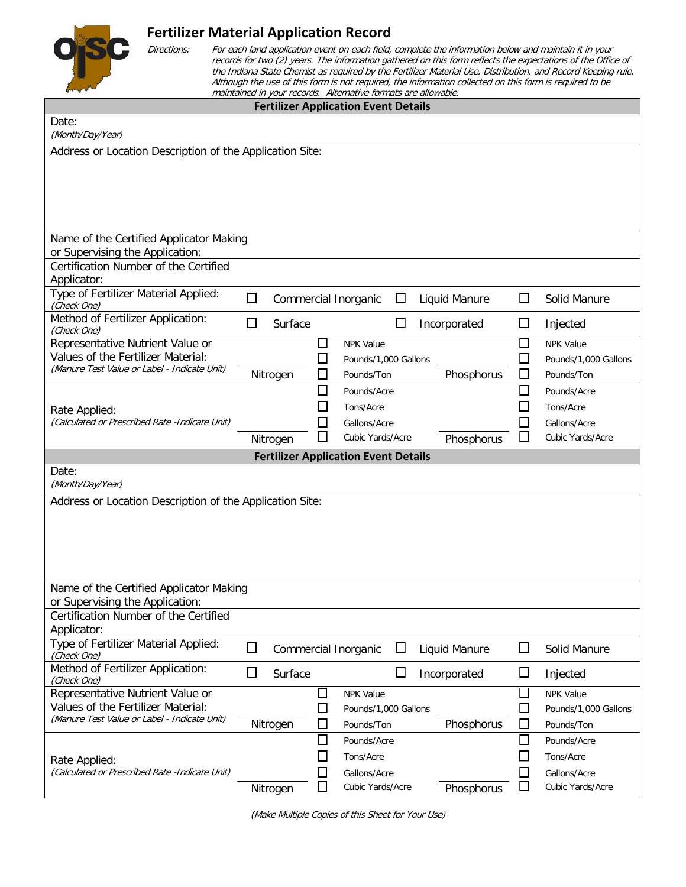# Fertilizer Material Application Record

Directions: *For each land application event on each field, complete the information below and maintain it in your records for two (2) years. The information gathered on this form reflects the expectations of the Office of the Indiana State Chemist as required by the Fertilizer Material Use, Distribution, and Record Keeping rule. Although the use of this form is not required, the information collected on this form is required to be maintained in your records. Alternative formats are allowable.*

| Fertilizer Application Event Details | | | | | | | | |
|---|---|---|---|---|---|---|---|---|
| Date:<br>*(Month/Day/Year)* | | | | | | | | |
| Address or Location Description of the Application Site: | | | | | | | | |
| Name of the Certified Applicator Making or Supervising the Application: | | | | | | | | |
| Certification Number of the Certified Applicator: | | | | | | | | |
| Type of Fertilizer Material Applied:<br>*(Check One)* | ☐ | Commercial Inorganic | ☐ | Liquid Manure | | | ☐ | Solid Manure |
| Method of Fertilizer Application:<br>*(Check One)* | ☐ | Surface | ☐ | Incorporated | | | ☐ | Injected |
| Representative Nutrient Value or Values of the Fertilizer Material:<br>*(Manure Test Value or Label - Indicate Unit)* | Nitrogen | | ☐ NPK Value<br>☐ Pounds/1,000 Gallons<br>☐ Pounds/Ton | | Phosphorus | | ☐ NPK Value<br>☐ Pounds/1,000 Gallons<br>☐ Pounds/Ton | |
| Rate Applied:<br>*(Calculated or Prescribed Rate -Indicate Unit)* | Nitrogen | | ☐ Pounds/Acre<br>☐ Tons/Acre<br>☐ Gallons/Acre<br>☐ Cubic Yards/Acre | | Phosphorus | | ☐ Pounds/Acre<br>☐ Tons/Acre<br>☐ Gallons/Acre<br>☐ Cubic Yards/Acre | |

| Fertilizer Application Event Details | | | | | | | | |
|---|---|---|---|---|---|---|---|---|
| Date:<br>*(Month/Day/Year)* | | | | | | | | |
| Address or Location Description of the Application Site: | | | | | | | | |
| Name of the Certified Applicator Making or Supervising the Application: | | | | | | | | |
| Certification Number of the Certified Applicator: | | | | | | | | |
| Type of Fertilizer Material Applied:<br>*(Check One)* | ☐ | Commercial Inorganic | ☐ | Liquid Manure | | | ☐ | Solid Manure |
| Method of Fertilizer Application:<br>*(Check One)* | ☐ | Surface | ☐ | Incorporated | | | ☐ | Injected |
| Representative Nutrient Value or Values of the Fertilizer Material:<br>*(Manure Test Value or Label - Indicate Unit)* | Nitrogen | | ☐ NPK Value<br>☐ Pounds/1,000 Gallons<br>☐ Pounds/Ton | | Phosphorus | | ☐ NPK Value<br>☐ Pounds/1,000 Gallons<br>☐ Pounds/Ton | |
| Rate Applied:<br>*(Calculated or Prescribed Rate -Indicate Unit)* | Nitrogen | | ☐ Pounds/Acre<br>☐ Tons/Acre<br>☐ Gallons/Acre<br>☐ Cubic Yards/Acre | | Phosphorus | | ☐ Pounds/Acre<br>☐ Tons/Acre<br>☐ Gallons/Acre<br>☐ Cubic Yards/Acre | |

*(Make Multiple Copies of this Sheet for Your Use)*